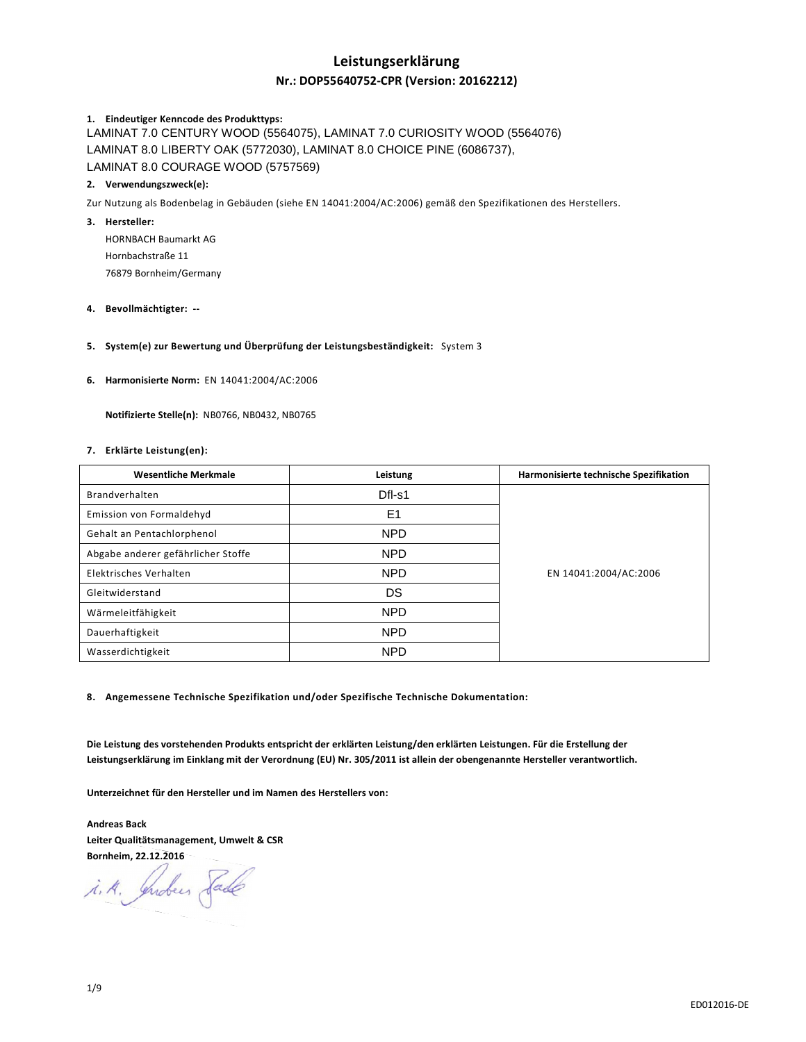# Leistungserklärung

## Nr.: DOP55640752-CPR (Version: 20162212)

**1. Eindeutiger Kenncode des Produkttyps:**

LAMINAT 7.0 CENTURY WOOD (5564075), LAMINAT 7.0 CURIOSITY WOOD (5564076)
LAMINAT 8.0 LIBERTY OAK (5772030), LAMINAT 8.0 CHOICE PINE (6086737),
LAMINAT 8.0 COURAGE WOOD (5757569)

**2. Verwendungszweck(e):**

Zur Nutzung als Bodenbelag in Gebäuden (siehe EN 14041:2004/AC:2006) gemäß den Spezifikationen des Herstellers.

**3. Hersteller:**

HORNBACH Baumarkt AG
Hornbachstraße 11
76879 Bornheim/Germany

**4. Bevollmächtigter:** --

**5. System(e) zur Bewertung und Überprüfung der Leistungsbeständigkeit:** System 3

**6. Harmonisierte Norm:** EN 14041:2004/AC:2006

**Notifizierte Stelle(n):** NB0766, NB0432, NB0765

**7. Erklärte Leistung(en):**

| Wesentliche Merkmale | Leistung | Harmonisierte technische Spezifikation |
|---|---|---|
| Brandverhalten | Dfl-s1 | EN 14041:2004/AC:2006 |
| Emission von Formaldehyd | E1 | |
| Gehalt an Pentachlorphenol | NPD | |
| Abgabe anderer gefährlicher Stoffe | NPD | |
| Elektrisches Verhalten | NPD | |
| Gleitwiderstand | DS | |
| Wärmeleitfähigkeit | NPD | |
| Dauerhaftigkeit | NPD | |
| Wasserdichtigkeit | NPD | |

**8. Angemessene Technische Spezifikation und/oder Spezifische Technische Dokumentation:**

**Die Leistung des vorstehenden Produkts entspricht der erklärten Leistung/den erklärten Leistungen. Für die Erstellung der Leistungserklärung im Einklang mit der Verordnung (EU) Nr. 305/2011 ist allein der obengenannte Hersteller verantwortlich.**

**Unterzeichnet für den Hersteller und im Namen des Herstellers von:**

**Andreas Back**
**Leiter Qualitätsmanagement, Umwelt & CSR**
**Bornheim, 22.12.2016**

i. A. Andreas Back

ED012016-DE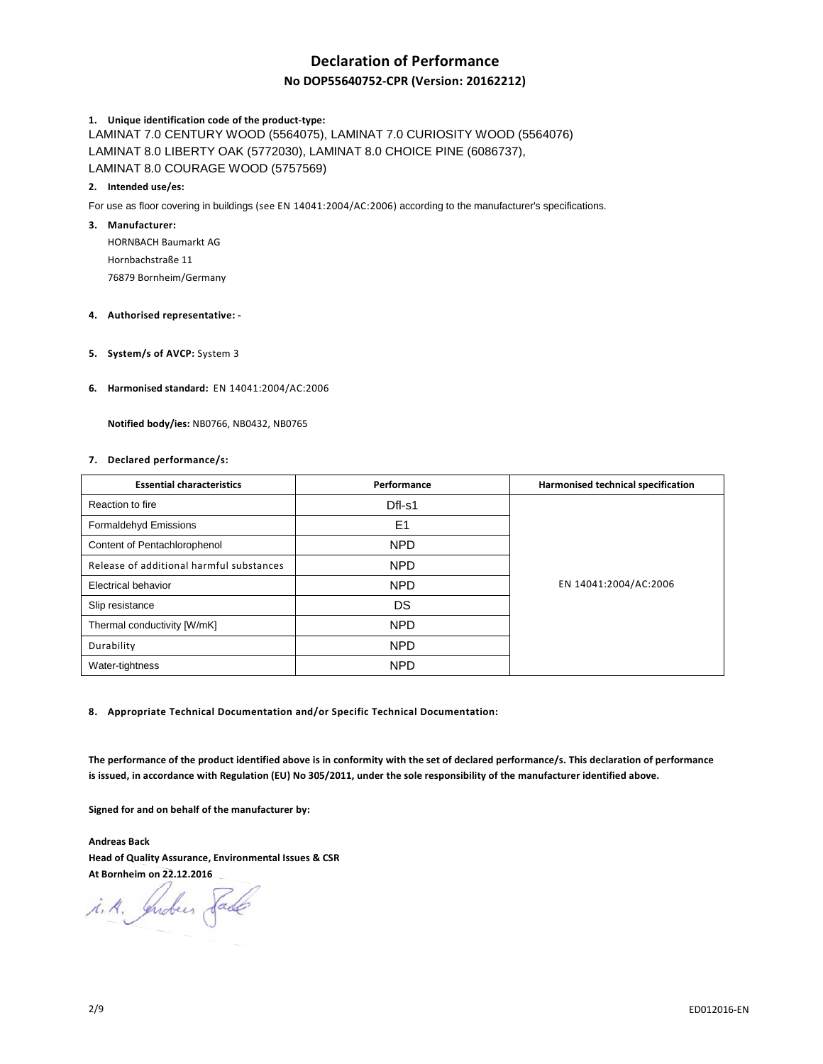# Declaration of Performance

## No DOP55640752-CPR (Version: 20162212)

**1. Unique identification code of the product-type:**

LAMINAT 7.0 CENTURY WOOD (5564075), LAMINAT 7.0 CURIOSITY WOOD (5564076)
LAMINAT 8.0 LIBERTY OAK (5772030), LAMINAT 8.0 CHOICE PINE (6086737),
LAMINAT 8.0 COURAGE WOOD (5757569)

**2. Intended use/es:**

For use as floor covering in buildings (see EN 14041:2004/AC:2006) according to the manufacturer's specifications.

**3. Manufacturer:**

HORNBACH Baumarkt AG
Hornbachstraße 11
76879 Bornheim/Germany

**4. Authorised representative: -**

**5. System/s of AVCP:** System 3

**6. Harmonised standard:** EN 14041:2004/AC:2006

**Notified body/ies:** NB0766, NB0432, NB0765

**7. Declared performance/s:**

| Essential characteristics | Performance | Harmonised technical specification |
|---|---|---|
| Reaction to fire | Dfl-s1 | EN 14041:2004/AC:2006 |
| Formaldehyd Emissions | E1 | |
| Content of Pentachlorophenol | NPD | |
| Release of additional harmful substances | NPD | |
| Electrical behavior | NPD | |
| Slip resistance | DS | |
| Thermal conductivity [W/mK] | NPD | |
| Durability | NPD | |
| Water-tightness | NPD | |

**8. Appropriate Technical Documentation and/or Specific Technical Documentation:**

**The performance of the product identified above is in conformity with the set of declared performance/s. This declaration of performance is issued, in accordance with Regulation (EU) No 305/2011, under the sole responsibility of the manufacturer identified above.**

**Signed for and on behalf of the manufacturer by:**

**Andreas Back**
**Head of Quality Assurance, Environmental Issues & CSR**
**At Bornheim on 22.12.2016**

i. A. Andreas Back

ED012016-EN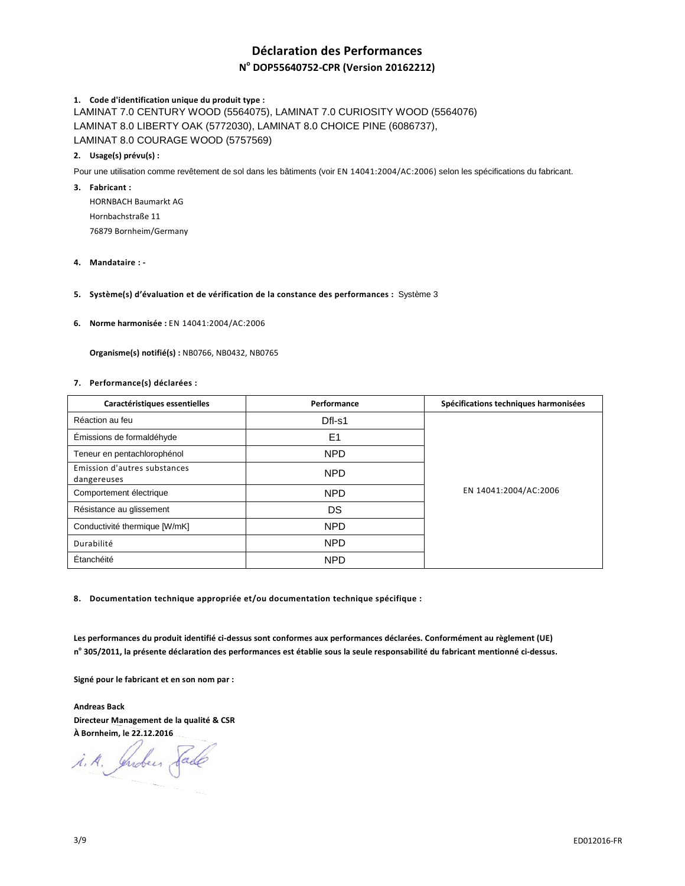# Déclaration des Performances

## N° DOP55640752-CPR (Version 20162212)

**1. Code d'identification unique du produit type :**

LAMINAT 7.0 CENTURY WOOD (5564075), LAMINAT 7.0 CURIOSITY WOOD (5564076)
LAMINAT 8.0 LIBERTY OAK (5772030), LAMINAT 8.0 CHOICE PINE (6086737),
LAMINAT 8.0 COURAGE WOOD (5757569)

**2. Usage(s) prévu(s) :**

Pour une utilisation comme revêtement de sol dans les bâtiments (voir EN 14041:2004/AC:2006) selon les spécifications du fabricant.

**3. Fabricant :**

HORNBACH Baumarkt AG
Hornbachstraße 11
76879 Bornheim/Germany

**4. Mandataire : -**

**5. Système(s) d'évaluation et de vérification de la constance des performances :** Système 3

**6. Norme harmonisée :** EN 14041:2004/AC:2006

**Organisme(s) notifié(s) :** NB0766, NB0432, NB0765

**7. Performance(s) déclarées :**

| Caractéristiques essentielles | Performance | Spécifications techniques harmonisées |
|---|---|---|
| Réaction au feu | Dfl-s1 | EN 14041:2004/AC:2006 |
| Émissions de formaldéhyde | E1 | |
| Teneur en pentachlorophénol | NPD | |
| Emission d'autres substances dangereuses | NPD | |
| Comportement électrique | NPD | |
| Résistance au glissement | DS | |
| Conductivité thermique [W/mK] | NPD | |
| Durabilité | NPD | |
| Étanchéité | NPD | |

**8. Documentation technique appropriée et/ou documentation technique spécifique :**

**Les performances du produit identifié ci-dessus sont conformes aux performances déclarées. Conformément au règlement (UE) n° 305/2011, la présente déclaration des performances est établie sous la seule responsabilité du fabricant mentionné ci-dessus.**

**Signé pour le fabricant et en son nom par :**

**Andreas Back**
**Directeur Management de la qualité & CSR**
**À Bornheim, le 22.12.2016**

i. A. Andreas Back

ED012016-FR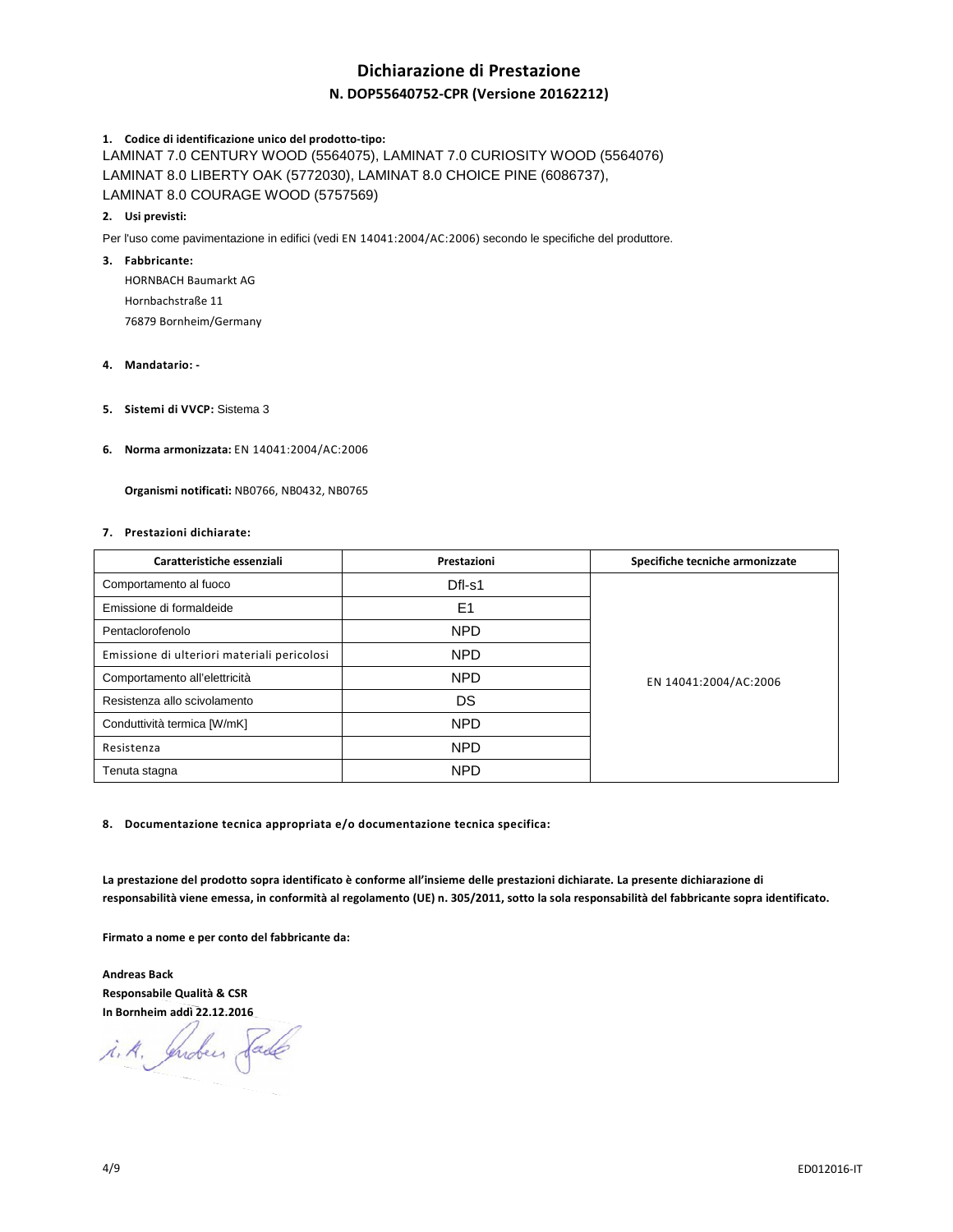# Dichiarazione di Prestazione

## N. DOP55640752-CPR (Versione 20162212)

**1. Codice di identificazione unico del prodotto-tipo:**

LAMINAT 7.0 CENTURY WOOD (5564075), LAMINAT 7.0 CURIOSITY WOOD (5564076)
LAMINAT 8.0 LIBERTY OAK (5772030), LAMINAT 8.0 CHOICE PINE (6086737),
LAMINAT 8.0 COURAGE WOOD (5757569)

**2. Usi previsti:**

Per l'uso come pavimentazione in edifici (vedi EN 14041:2004/AC:2006) secondo le specifiche del produttore.

**3. Fabbricante:**

HORNBACH Baumarkt AG
Hornbachstraße 11
76879 Bornheim/Germany

**4. Mandatario: -**

**5. Sistemi di VVCP:** Sistema 3

**6. Norma armonizzata:** EN 14041:2004/AC:2006

**Organismi notificati:** NB0766, NB0432, NB0765

**7. Prestazioni dichiarate:**

| Caratteristiche essenziali | Prestazioni | Specifiche tecniche armonizzate |
|---|---|---|
| Comportamento al fuoco | Dfl-s1 | EN 14041:2004/AC:2006 |
| Emissione di formaldeide | E1 | |
| Pentaclorofenolo | NPD | |
| Emissione di ulteriori materiali pericolosi | NPD | |
| Comportamento all'elettricità | NPD | |
| Resistenza allo scivolamento | DS | |
| Conduttività termica [W/mK] | NPD | |
| Resistenza | NPD | |
| Tenuta stagna | NPD | |

**8. Documentazione tecnica appropriata e/o documentazione tecnica specifica:**

**La prestazione del prodotto sopra identificato è conforme all'insieme delle prestazioni dichiarate. La presente dichiarazione di responsabilità viene emessa, in conformità al regolamento (UE) n. 305/2011, sotto la sola responsabilità del fabbricante sopra identificato.**

**Firmato a nome e per conto del fabbricante da:**

**Andreas Back**
**Responsabile Qualità & CSR**
**In Bornheim addì 22.12.2016**

i. A. Andreas Back

ED012016-IT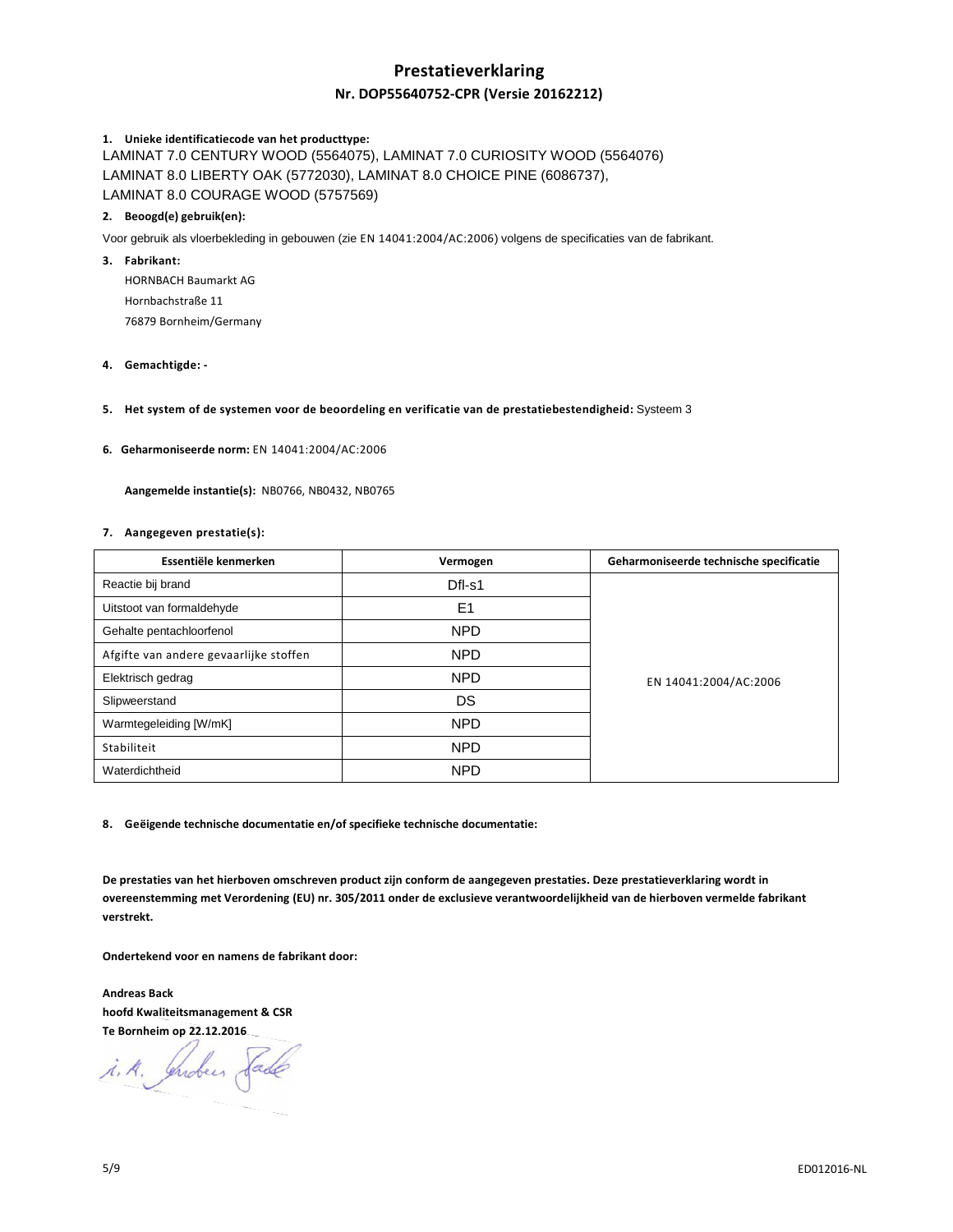# Prestatieverklaring

## Nr. DOP55640752-CPR (Versie 20162212)

**1. Unieke identificatiecode van het producttype:**

LAMINAT 7.0 CENTURY WOOD (5564075), LAMINAT 7.0 CURIOSITY WOOD (5564076)
LAMINAT 8.0 LIBERTY OAK (5772030), LAMINAT 8.0 CHOICE PINE (6086737),
LAMINAT 8.0 COURAGE WOOD (5757569)

**2. Beoogd(e) gebruik(en):**

Voor gebruik als vloerbekleding in gebouwen (zie EN 14041:2004/AC:2006) volgens de specificaties van de fabrikant.

**3. Fabrikant:**

HORNBACH Baumarkt AG
Hornbachstraße 11
76879 Bornheim/Germany

**4. Gemachtigde: -**

**5. Het system of de systemen voor de beoordeling en verificatie van de prestatiebestendigheid:** Systeem 3

**6. Geharmoniseerde norm:** EN 14041:2004/AC:2006

**Aangemelde instantie(s):** NB0766, NB0432, NB0765

**7. Aangegeven prestatie(s):**

| Essentiële kenmerken | Vermogen | Geharmoniseerde technische specificatie |
|---|---|---|
| Reactie bij brand | Dfl-s1 | EN 14041:2004/AC:2006 |
| Uitstoot van formaldehyde | E1 | |
| Gehalte pentachloorfenol | NPD | |
| Afgifte van andere gevaarlijke stoffen | NPD | |
| Elektrisch gedrag | NPD | |
| Slipweerstand | DS | |
| Warmtegeleiding [W/mK] | NPD | |
| Stabiliteit | NPD | |
| Waterdichtheid | NPD | |

**8. Geëigende technische documentatie en/of specifieke technische documentatie:**

**De prestaties van het hierboven omschreven product zijn conform de aangegeven prestaties. Deze prestatieverklaring wordt in overeenstemming met Verordening (EU) nr. 305/2011 onder de exclusieve verantwoordelijkheid van de hierboven vermelde fabrikant verstrekt.**

**Ondertekend voor en namens de fabrikant door:**

**Andreas Back**
**hoofd Kwaliteitsmanagement & CSR**
**Te Bornheim op 22.12.2016**

i. A. Andreas Back

ED012016-NL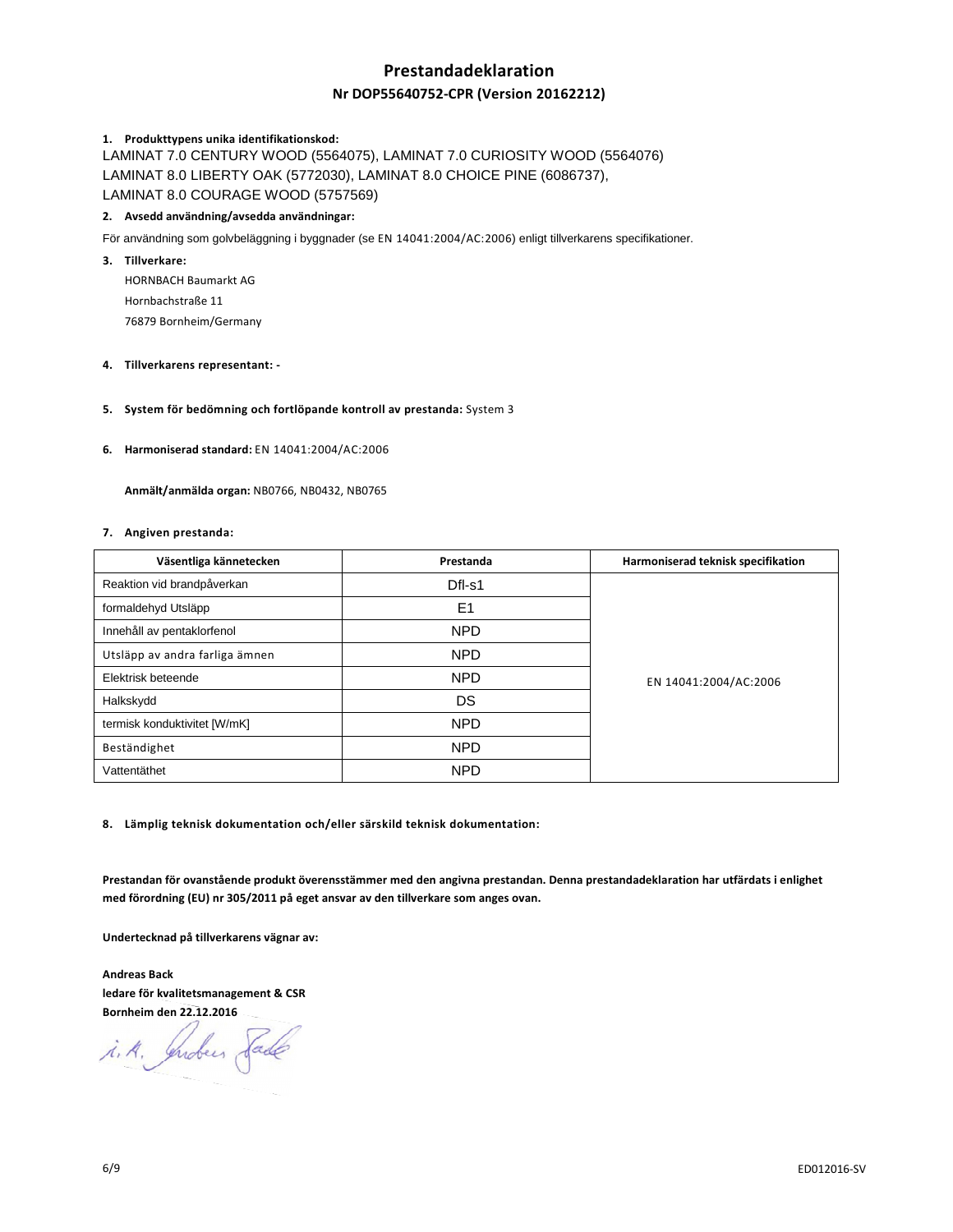# Prestandadeklaration

## Nr DOP55640752-CPR (Version 20162212)

**1. Produkttypens unika identifikationskod:**

LAMINAT 7.0 CENTURY WOOD (5564075), LAMINAT 7.0 CURIOSITY WOOD (5564076)
LAMINAT 8.0 LIBERTY OAK (5772030), LAMINAT 8.0 CHOICE PINE (6086737),
LAMINAT 8.0 COURAGE WOOD (5757569)

**2. Avsedd användning/avsedda användningar:**

För användning som golvbeläggning i byggnader (se EN 14041:2004/AC:2006) enligt tillverkarens specifikationer.

**3. Tillverkare:**

HORNBACH Baumarkt AG
Hornbachstraße 11
76879 Bornheim/Germany

**4. Tillverkarens representant: -**

**5. System för bedömning och fortlöpande kontroll av prestanda:** System 3

**6. Harmoniserad standard:** EN 14041:2004/AC:2006

**Anmält/anmälda organ:** NB0766, NB0432, NB0765

**7. Angiven prestanda:**

| Väsentliga kännetecken | Prestanda | Harmoniserad teknisk specifikation |
|---|---|---|
| Reaktion vid brandpåverkan | Dfl-s1 | EN 14041:2004/AC:2006 |
| formaldehyd Utsläpp | E1 | |
| Innehåll av pentaklorfenol | NPD | |
| Utsläpp av andra farliga ämnen | NPD | |
| Elektrisk beteende | NPD | |
| Halkskydd | DS | |
| termisk konduktivitet [W/mK] | NPD | |
| Beständighet | NPD | |
| Vattentäthet | NPD | |

**8. Lämplig teknisk dokumentation och/eller särskild teknisk dokumentation:**

**Prestandan för ovanstående produkt överensstämmer med den angivna prestandan. Denna prestandadeklaration har utfärdats i enlighet med förordning (EU) nr 305/2011 på eget ansvar av den tillverkare som anges ovan.**

**Undertecknad på tillverkarens vägnar av:**

**Andreas Back**
**ledare för kvalitetsmanagement & CSR**
**Bornheim den 22.12.2016**

i. A. Andreas Back

ED012016-SV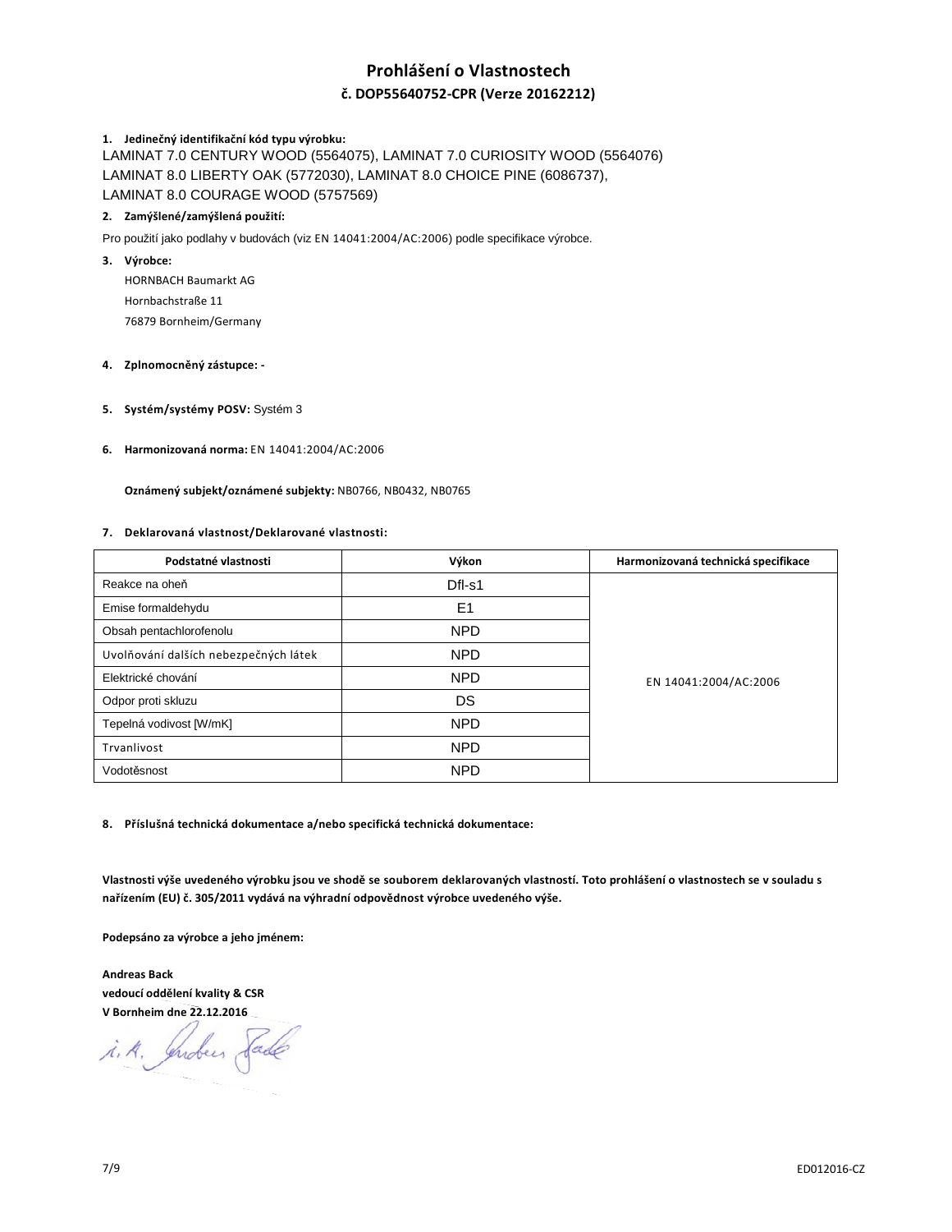# Prohlášení o Vlastnostech

## č. DOP55640752-CPR (Verze 20162212)

**1. Jedinečný identifikační kód typu výrobku:**

LAMINAT 7.0 CENTURY WOOD (5564075), LAMINAT 7.0 CURIOSITY WOOD (5564076)
LAMINAT 8.0 LIBERTY OAK (5772030), LAMINAT 8.0 CHOICE PINE (6086737),
LAMINAT 8.0 COURAGE WOOD (5757569)

**2. Zamýšlené/zamýšlená použití:**

Pro použití jako podlahy v budovách (viz EN 14041:2004/AC:2006) podle specifikace výrobce.

**3. Výrobce:**

HORNBACH Baumarkt AG
Hornbachstraße 11
76879 Bornheim/Germany

**4. Zplnomocněný zástupce:** -

**5. Systém/systémy POSV:** Systém 3

**6. Harmonizovaná norma:** EN 14041:2004/AC:2006

**Oznámený subjekt/oznámené subjekty:** NB0766, NB0432, NB0765

**7. Deklarovaná vlastnost/Deklarované vlastnosti:**

| Podstatné vlastnosti | Výkon | Harmonizovaná technická specifikace |
|---|---|---|
| Reakce na oheň | Dfl-s1 | EN 14041:2004/AC:2006 |
| Emise formaldehydu | E1 | |
| Obsah pentachlorofenolu | NPD | |
| Uvolňování dalších nebezpečných látek | NPD | |
| Elektrické chování | NPD | |
| Odpor proti skluzu | DS | |
| Tepelná vodivost [W/mK] | NPD | |
| Trvanlivost | NPD | |
| Vodotěsnost | NPD | |

**8. Příslušná technická dokumentace a/nebo specifická technická dokumentace:**

**Vlastnosti výše uvedeného výrobku jsou ve shodě se souborem deklarovaných vlastností. Toto prohlášení o vlastnostech se v souladu s nařízením (EU) č. 305/2011 vydává na výhradní odpovědnost výrobce uvedeného výše.**

**Podepsáno za výrobce a jeho jménem:**

**Andreas Back**
**vedoucí oddělení kvality & CSR**
**V Bornheim dne 22.12.2016**

i. A. Andreas Back

ED012016-CZ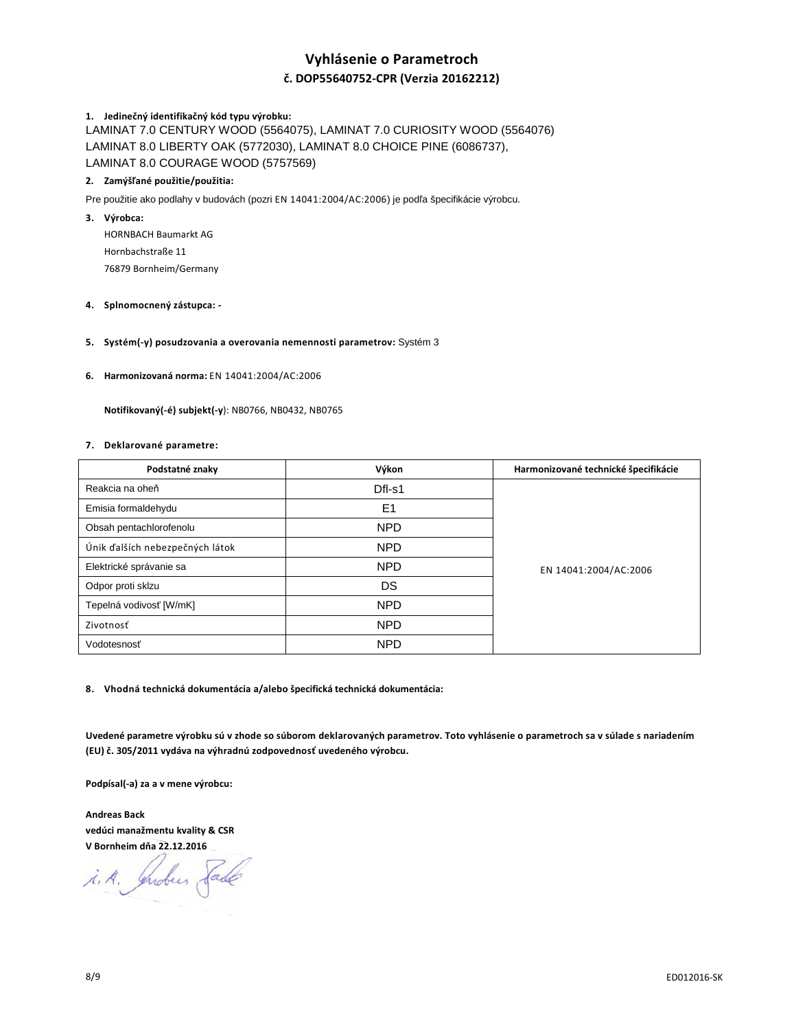# Vyhlásenie o Parametroch

## č. DOP55640752-CPR (Verzia 20162212)

**1. Jedinečný identifikačný kód typu výrobku:**

LAMINAT 7.0 CENTURY WOOD (5564075), LAMINAT 7.0 CURIOSITY WOOD (5564076)
LAMINAT 8.0 LIBERTY OAK (5772030), LAMINAT 8.0 CHOICE PINE (6086737),
LAMINAT 8.0 COURAGE WOOD (5757569)

**2. Zamýšľané použitie/použitia:**

Pre použitie ako podlahy v budovách (pozri EN 14041:2004/AC:2006) je podľa špecifikácie výrobcu.

**3. Výrobca:**

HORNBACH Baumarkt AG
Hornbachstraße 11
76879 Bornheim/Germany

**4. Splnomocnený zástupca: -**

**5. Systém(-y) posudzovania a overovania nemennosti parametrov:** Systém 3

**6. Harmonizovaná norma:** EN 14041:2004/AC:2006

**Notifikovaný(-é) subjekt(-y)**: NB0766, NB0432, NB0765

**7. Deklarované parametre:**

| Podstatné znaky | Výkon | Harmonizované technické špecifikácie |
|---|---|---|
| Reakcia na oheň | Dfl-s1 | EN 14041:2004/AC:2006 |
| Emisia formaldehydu | E1 | |
| Obsah pentachlorofenolu | NPD | |
| Únik ďalších nebezpečných látok | NPD | |
| Elektrické správanie sa | NPD | |
| Odpor proti sklzu | DS | |
| Tepelná vodivosť [W/mK] | NPD | |
| Zivotnosť | NPD | |
| Vodotesnosť | NPD | |

**8. Vhodná technická dokumentácia a/alebo špecifická technická dokumentácia:**

**Uvedené parametre výrobku sú v zhode so súborom deklarovaných parametrov. Toto vyhlásenie o parametroch sa v súlade s nariadením (EU) č. 305/2011 vydáva na výhradnú zodpovednosť uvedeného výrobcu.**

**Podpísal(-a) za a v mene výrobcu:**

**Andreas Back**
**vedúci manažmentu kvality & CSR**
**V Bornheim dňa 22.12.2016**

i. A. Andreas Back

ED012016-SK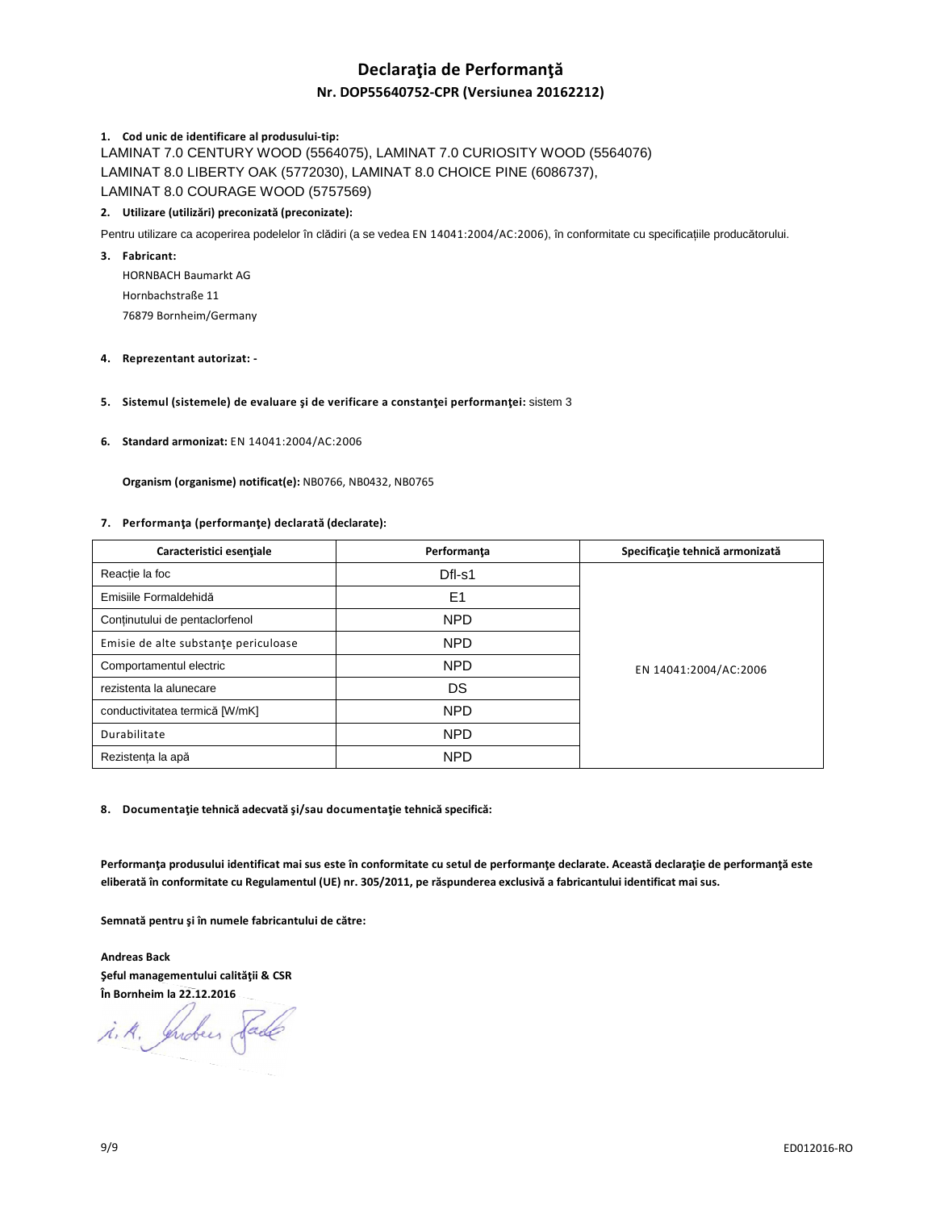# Declaraţia de Performanţă

## Nr. DOP55640752-CPR (Versiunea 20162212)

**1. Cod unic de identificare al produsului-tip:**

LAMINAT 7.0 CENTURY WOOD (5564075), LAMINAT 7.0 CURIOSITY WOOD (5564076)
LAMINAT 8.0 LIBERTY OAK (5772030), LAMINAT 8.0 CHOICE PINE (6086737),
LAMINAT 8.0 COURAGE WOOD (5757569)

**2. Utilizare (utilizări) preconizată (preconizate):**

Pentru utilizare ca acoperirea podelelor în clădiri (a se vedea EN 14041:2004/AC:2006), în conformitate cu specificațiile producătorului.

**3. Fabricant:**

HORNBACH Baumarkt AG
Hornbachstraße 11
76879 Bornheim/Germany

**4. Reprezentant autorizat: -**

**5. Sistemul (sistemele) de evaluare şi de verificare a constanţei performanţei:** sistem 3

**6. Standard armonizat:** EN 14041:2004/AC:2006

**Organism (organisme) notificat(e):** NB0766, NB0432, NB0765

**7. Performanţa (performanţe) declarată (declarate):**

| Caracteristici esenţiale | Performanţa | Specificaţie tehnică armonizată |
|---|---|---|
| Reacție la foc | Dfl-s1 | EN 14041:2004/AC:2006 |
| Emisiile Formaldehidă | E1 | |
| Conținutului de pentaclorfenol | NPD | |
| Emisie de alte substanţe periculoase | NPD | |
| Comportamentul electric | NPD | |
| rezistenta la alunecare | DS | |
| conductivitatea termică [W/mK] | NPD | |
| Durabilitate | NPD | |
| Rezistența la apă | NPD | |

**8. Documentaţie tehnică adecvată şi/sau documentaţie tehnică specifică:**

**Performanţa produsului identificat mai sus este în conformitate cu setul de performanţe declarate. Această declaraţie de performanţă este eliberată în conformitate cu Regulamentul (UE) nr. 305/2011, pe răspunderea exclusivă a fabricantului identificat mai sus.**

**Semnată pentru şi în numele fabricantului de către:**

**Andreas Back**
**Şeful managementului calităţii & CSR**
**În Bornheim la 22.12.2016**

i. A. Andreas Back

ED012016-RO